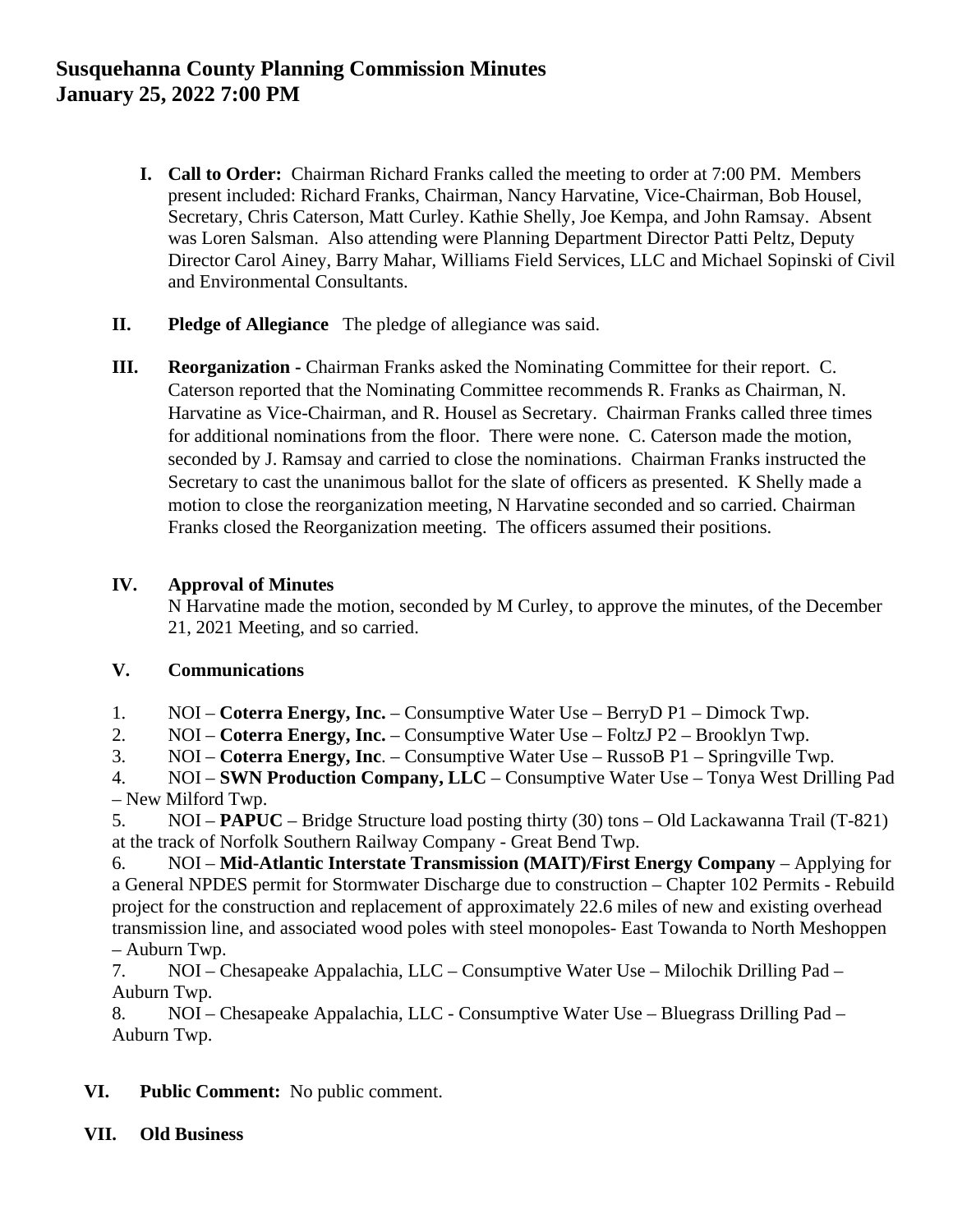# Susquehanna County Planning Commission Minutes
# January 25, 2022 7:00 PM

**I. Call to Order:** Chairman Richard Franks called the meeting to order at 7:00 PM. Members present included: Richard Franks, Chairman, Nancy Harvatine, Vice-Chairman, Bob Housel, Secretary, Chris Caterson, Matt Curley. Kathie Shelly, Joe Kempa, and John Ramsay. Absent was Loren Salsman. Also attending were Planning Department Director Patti Peltz, Deputy Director Carol Ainey, Barry Mahar, Williams Field Services, LLC and Michael Sopinski of Civil and Environmental Consultants.

**II. Pledge of Allegiance** The pledge of allegiance was said.

**III. Reorganization -** Chairman Franks asked the Nominating Committee for their report. C. Caterson reported that the Nominating Committee recommends R. Franks as Chairman, N. Harvatine as Vice-Chairman, and R. Housel as Secretary. Chairman Franks called three times for additional nominations from the floor. There were none. C. Caterson made the motion, seconded by J. Ramsay and carried to close the nominations. Chairman Franks instructed the Secretary to cast the unanimous ballot for the slate of officers as presented. K Shelly made a motion to close the reorganization meeting, N Harvatine seconded and so carried. Chairman Franks closed the Reorganization meeting. The officers assumed their positions.

**IV. Approval of Minutes**

N Harvatine made the motion, seconded by M Curley, to approve the minutes, of the December 21, 2021 Meeting, and so carried.

**V. Communications**

1. NOI – **Coterra Energy, Inc.** – Consumptive Water Use – BerryD P1 – Dimock Twp.
2. NOI – **Coterra Energy, Inc.** – Consumptive Water Use – FoltzJ P2 – Brooklyn Twp.
3. NOI – **Coterra Energy, Inc**. – Consumptive Water Use – RussoB P1 – Springville Twp.
4. NOI – **SWN Production Company, LLC** – Consumptive Water Use – Tonya West Drilling Pad – New Milford Twp.
5. NOI – **PAPUC** – Bridge Structure load posting thirty (30) tons – Old Lackawanna Trail (T-821) at the track of Norfolk Southern Railway Company - Great Bend Twp.
6. NOI – **Mid-Atlantic Interstate Transmission (MAIT)/First Energy Company** – Applying for a General NPDES permit for Stormwater Discharge due to construction – Chapter 102 Permits - Rebuild project for the construction and replacement of approximately 22.6 miles of new and existing overhead transmission line, and associated wood poles with steel monopoles- East Towanda to North Meshoppen – Auburn Twp.
7. NOI – Chesapeake Appalachia, LLC – Consumptive Water Use – Milochik Drilling Pad – Auburn Twp.
8. NOI – Chesapeake Appalachia, LLC - Consumptive Water Use – Bluegrass Drilling Pad – Auburn Twp.

**VI. Public Comment:** No public comment.

**VII. Old Business**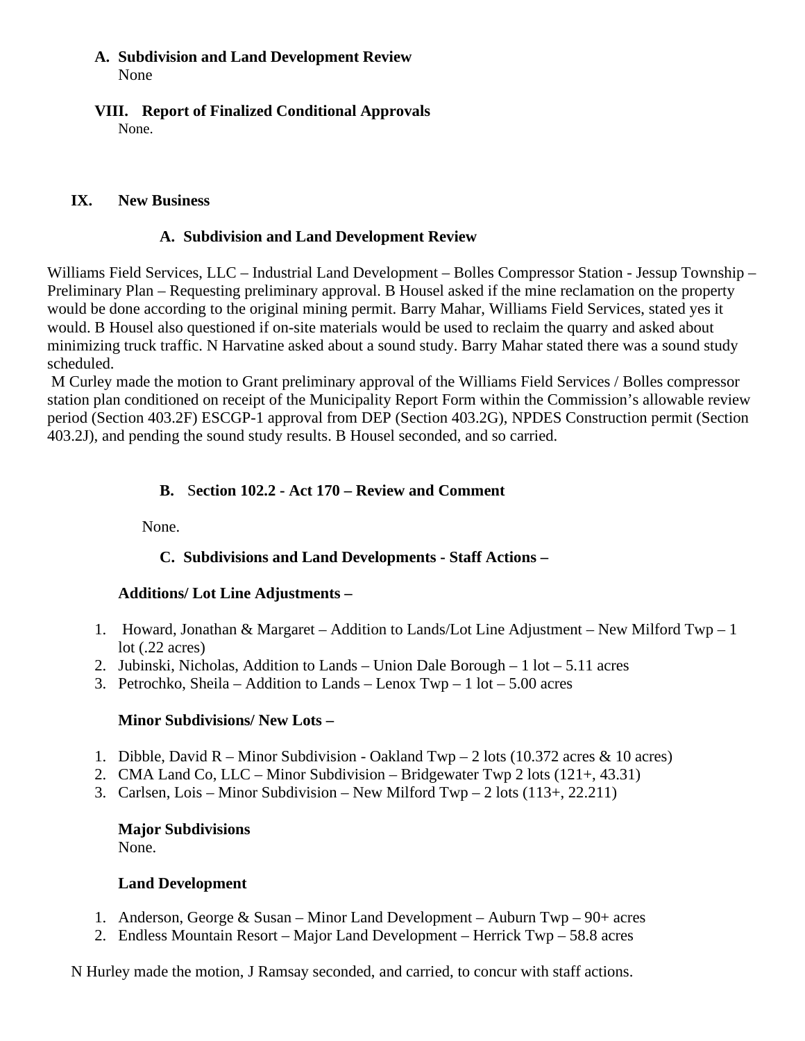**A. Subdivision and Land Development Review**
None

## VIII. Report of Finalized Conditional Approvals

None.

## IX. New Business

### A. Subdivision and Land Development Review

Williams Field Services, LLC – Industrial Land Development – Bolles Compressor Station - Jessup Township – Preliminary Plan – Requesting preliminary approval. B Housel asked if the mine reclamation on the property would be done according to the original mining permit. Barry Mahar, Williams Field Services, stated yes it would. B Housel also questioned if on-site materials would be used to reclaim the quarry and asked about minimizing truck traffic. N Harvatine asked about a sound study. Barry Mahar stated there was a sound study scheduled.

M Curley made the motion to Grant preliminary approval of the Williams Field Services / Bolles compressor station plan conditioned on receipt of the Municipality Report Form within the Commission's allowable review period (Section 403.2F) ESCGP-1 approval from DEP (Section 403.2G), NPDES Construction permit (Section 403.2J), and pending the sound study results. B Housel seconded, and so carried.

### B. Section 102.2 - Act 170 – Review and Comment

None.

### C. Subdivisions and Land Developments - Staff Actions –

**Additions/ Lot Line Adjustments –**

1. Howard, Jonathan & Margaret – Addition to Lands/Lot Line Adjustment – New Milford Twp – 1 lot (.22 acres)
2. Jubinski, Nicholas, Addition to Lands – Union Dale Borough – 1 lot – 5.11 acres
3. Petrochko, Sheila – Addition to Lands – Lenox Twp – 1 lot – 5.00 acres

**Minor Subdivisions/ New Lots –**

1. Dibble, David R – Minor Subdivision - Oakland Twp – 2 lots (10.372 acres & 10 acres)
2. CMA Land Co, LLC – Minor Subdivision – Bridgewater Twp 2 lots (121+, 43.31)
3. Carlsen, Lois – Minor Subdivision – New Milford Twp – 2 lots (113+, 22.211)

**Major Subdivisions**
None.

**Land Development**

1. Anderson, George & Susan – Minor Land Development – Auburn Twp – 90+ acres
2. Endless Mountain Resort – Major Land Development – Herrick Twp – 58.8 acres

N Hurley made the motion, J Ramsay seconded, and carried, to concur with staff actions.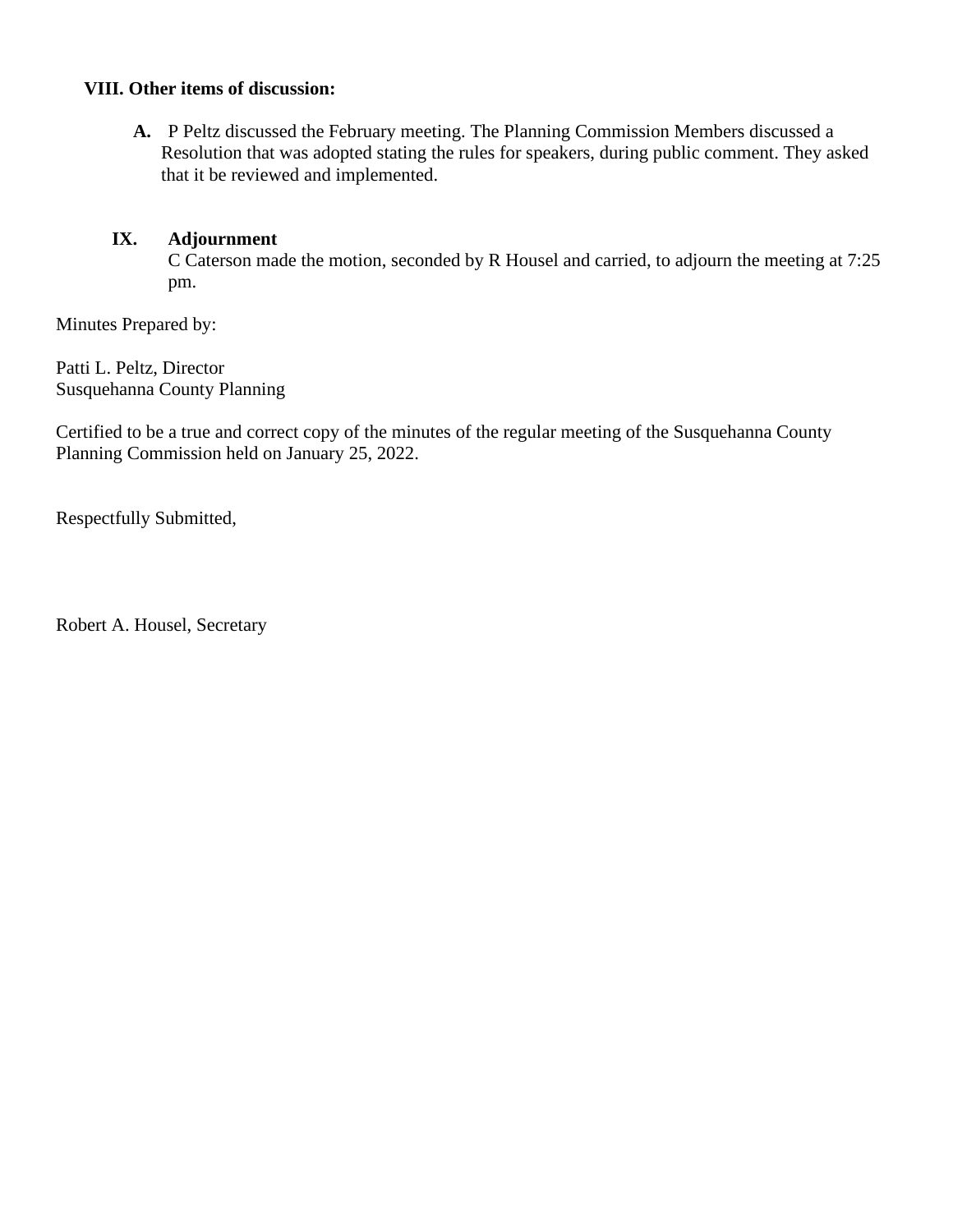**VIII. Other items of discussion:**

**A.** P Peltz discussed the February meeting. The Planning Commission Members discussed a Resolution that was adopted stating the rules for speakers, during public comment. They asked that it be reviewed and implemented.

**IX. Adjournment**

C Caterson made the motion, seconded by R Housel and carried, to adjourn the meeting at 7:25 pm.

Minutes Prepared by:

Patti L. Peltz, Director
Susquehanna County Planning

Certified to be a true and correct copy of the minutes of the regular meeting of the Susquehanna County Planning Commission held on January 25, 2022.

Respectfully Submitted,

Robert A. Housel, Secretary